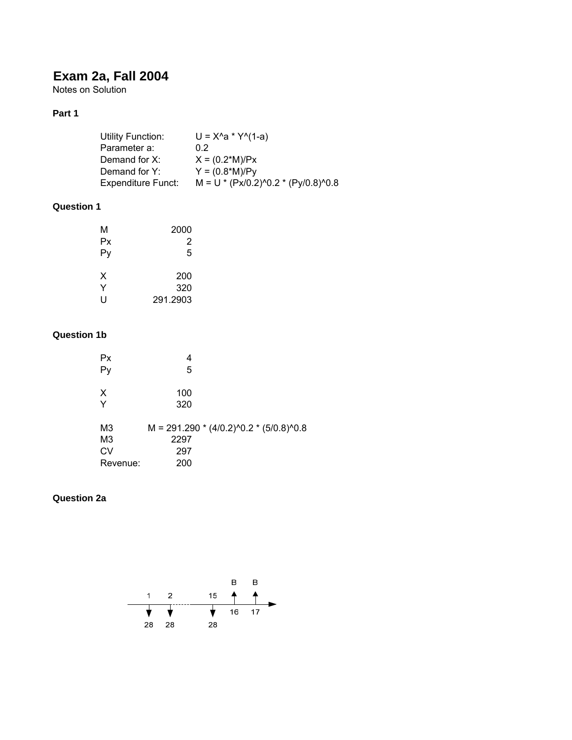# Exam 2a, Fall 2004

Notes on Solution

**Part 1**

| | |
|---|---|
| Utility Function: | U = X^a * Y^(1-a) |
| Parameter a: | 0.2 |
| Demand for X: | X = (0.2*M)/Px |
| Demand for Y: | Y = (0.8*M)/Py |
| Expenditure Funct: | M = U * (Px/0.2)^0.2 * (Py/0.8)^0.8 |

**Question 1**

| | |
|---|---|
| M | 2000 |
| Px | 2 |
| Py | 5 |
| | |
| X | 200 |
| Y | 320 |
| U | 291.2903 |

**Question 1b**

| | |
|---|---|
| Px | 4 |
| Py | 5 |
| | |
| X | 100 |
| Y | 320 |
| | |
| M3 | M = 291.290 * (4/0.2)^0.2 * (5/0.8)^0.8 |
| M3 | 2297 |
| CV | 297 |
| Revenue: | 200 |

**Question 2a**

Cash flow diagram: periods 1, 2, ..., 15 each show an outflow of 28; periods 16 and 17 each show an inflow of B.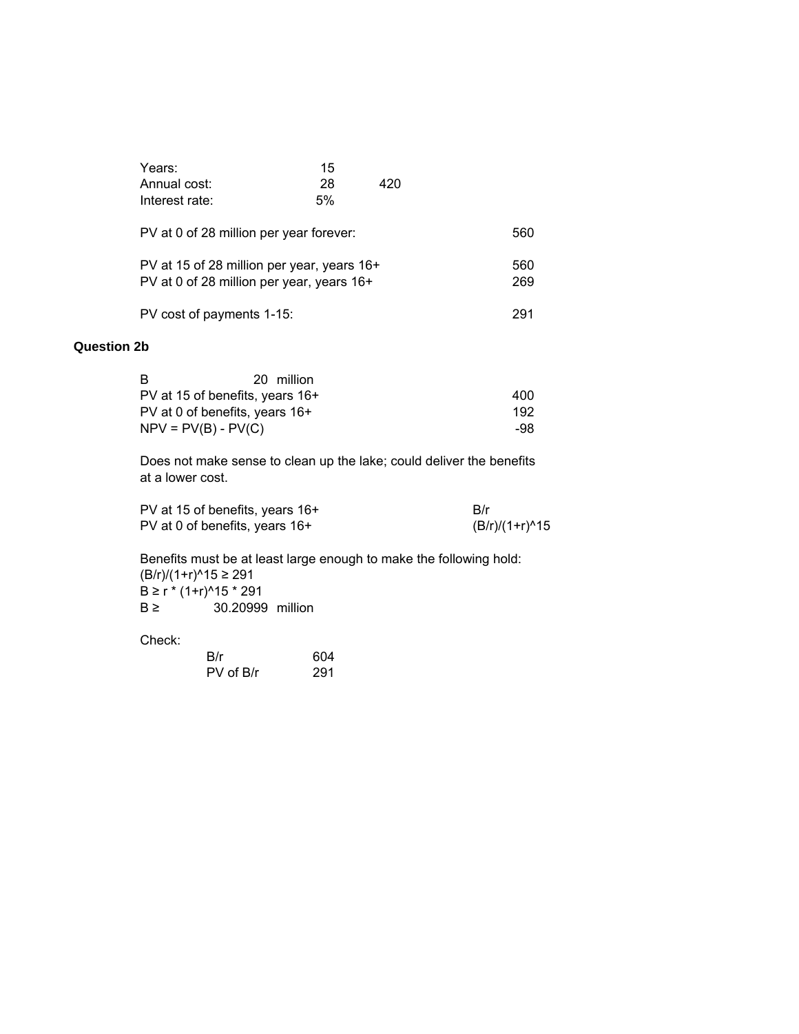| | | |
|---|---|---|
| Years: | 15 | |
| Annual cost: | 28 | 420 |
| Interest rate: | 5% | |

| | |
|---|---|
| PV at 0 of 28 million per year forever: | 560 |
| PV at 15 of 28 million per year, years 16+ | 560 |
| PV at 0 of 28 million per year, years 16+ | 269 |
| PV cost of payments 1-15: | 291 |

**Question 2b**

| | |
|---|---|
| B | 20 million |
| PV at 15 of benefits, years 16+ | 400 |
| PV at 0 of benefits, years 16+ | 192 |
| NPV = PV(B) - PV(C) | -98 |

Does not make sense to clean up the lake; could deliver the benefits at a lower cost.

| | |
|---|---|
| PV at 15 of benefits, years 16+ | B/r |
| PV at 0 of benefits, years 16+ | (B/r)/(1+r)^15 |

Benefits must be at least large enough to make the following hold:

$(B/r)/(1+r)^{15} \geq 291$

$B \geq r * (1+r)^{15} * 291$

$B \geq$ 30.20999 million

Check:

| | |
|---|---|
| B/r | 604 |
| PV of B/r | 291 |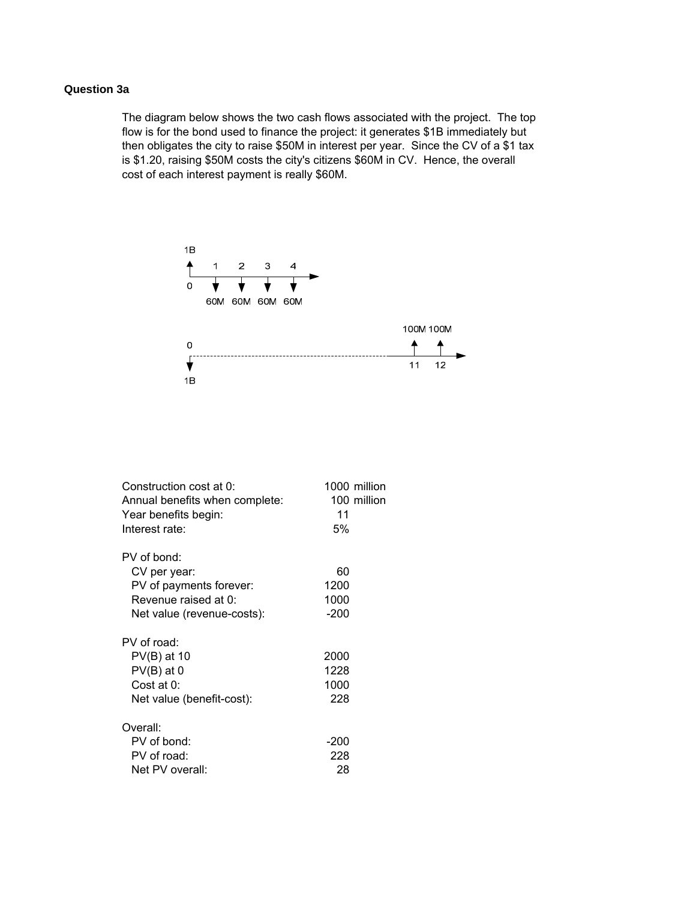### Question 3a

The diagram below shows the two cash flows associated with the project. The top flow is for the bond used to finance the project: it generates $1B immediately but then obligates the city to raise $50M in interest per year. Since the CV of a $1 tax is $1.20, raising $50M costs the city's citizens $60M in CV. Hence, the overall cost of each interest payment is really $60M.

1B

0 1 2 3 4

60M 60M 60M 60M

100M 100M

0

11 12

1B

| | | |
|---|---|---|
| Construction cost at 0: | 1000 | million |
| Annual benefits when complete: | 100 | million |
| Year benefits begin: | 11 | |
| Interest rate: | 5% | |
| | | |
| PV of bond: | | |
| CV per year: | 60 | |
| PV of payments forever: | 1200 | |
| Revenue raised at 0: | 1000 | |
| Net value (revenue-costs): | -200 | |
| | | |
| PV of road: | | |
| PV(B) at 10 | 2000 | |
| PV(B) at 0 | 1228 | |
| Cost at 0: | 1000 | |
| Net value (benefit-cost): | 228 | |
| | | |
| Overall: | | |
| PV of bond: | -200 | |
| PV of road: | 228 | |
| Net PV overall: | 28 | |